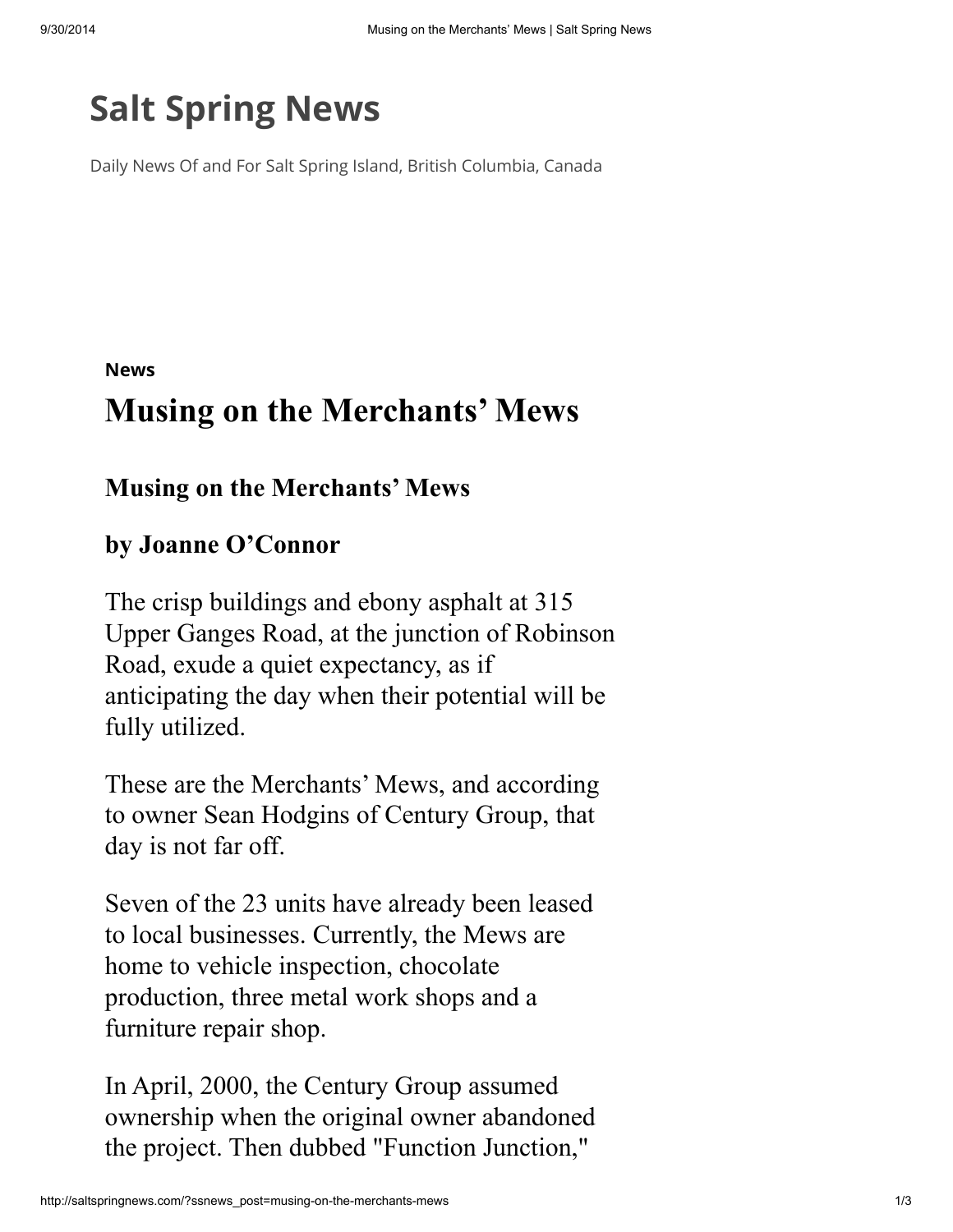# Salt Spring News

Daily News Of and For Salt Spring Island, British Columbia, Canada

**News**

## Musing on the Merchants' Mews

### Musing on the Merchants' Mews

### by Joanne O'Connor

The crisp buildings and ebony asphalt at 315 Upper Ganges Road, at the junction of Robinson Road, exude a quiet expectancy, as if anticipating the day when their potential will be fully utilized.

These are the Merchants' Mews, and according to owner Sean Hodgins of Century Group, that day is not far off.

Seven of the 23 units have already been leased to local businesses. Currently, the Mews are home to vehicle inspection, chocolate production, three metal work shops and a furniture repair shop.

In April, 2000, the Century Group assumed ownership when the original owner abandoned the project. Then dubbed "Function Junction,"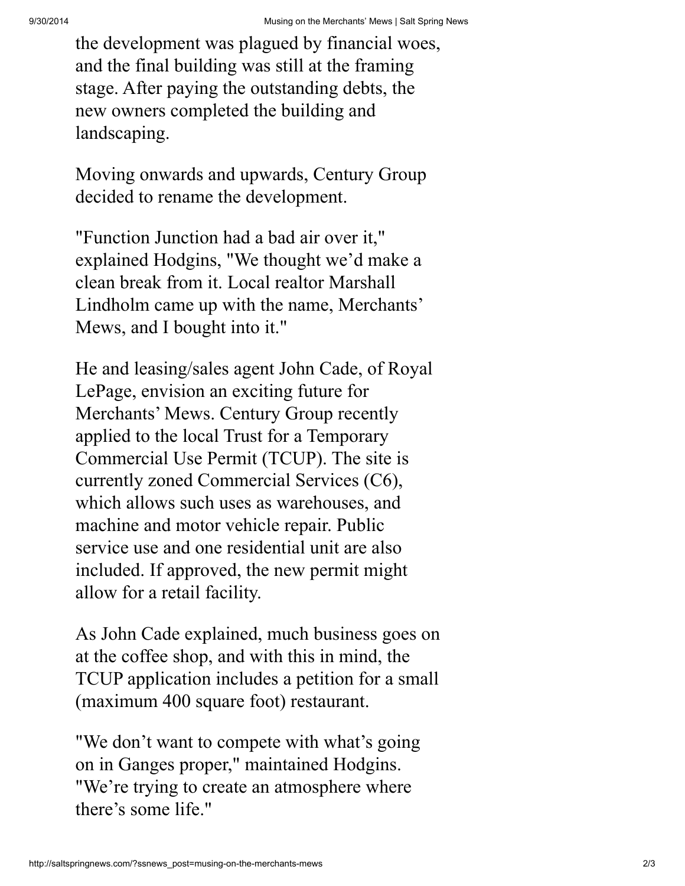the development was plagued by financial woes, and the final building was still at the framing stage. After paying the outstanding debts, the new owners completed the building and landscaping.

Moving onwards and upwards, Century Group decided to rename the development.

"Function Junction had a bad air over it," explained Hodgins, "We thought we'd make a clean break from it. Local realtor Marshall Lindholm came up with the name, Merchants' Mews, and I bought into it."

He and leasing/sales agent John Cade, of Royal LePage, envision an exciting future for Merchants' Mews. Century Group recently applied to the local Trust for a Temporary Commercial Use Permit (TCUP). The site is currently zoned Commercial Services (C6), which allows such uses as warehouses, and machine and motor vehicle repair. Public service use and one residential unit are also included. If approved, the new permit might allow for a retail facility.

As John Cade explained, much business goes on at the coffee shop, and with this in mind, the TCUP application includes a petition for a small (maximum 400 square foot) restaurant.

"We don't want to compete with what's going on in Ganges proper," maintained Hodgins. "We're trying to create an atmosphere where there's some life."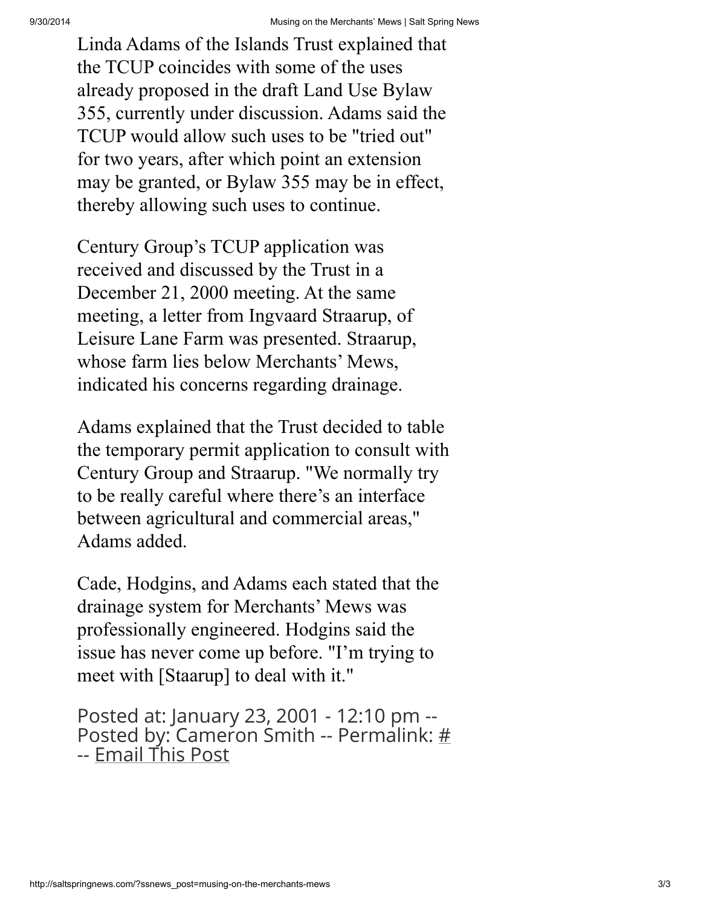Linda Adams of the Islands Trust explained that the TCUP coincides with some of the uses already proposed in the draft Land Use Bylaw 355, currently under discussion. Adams said the TCUP would allow such uses to be "tried out" for two years, after which point an extension may be granted, or Bylaw 355 may be in effect, thereby allowing such uses to continue.

Century Group's TCUP application was received and discussed by the Trust in a December 21, 2000 meeting. At the same meeting, a letter from Ingvaard Straarup, of Leisure Lane Farm was presented. Straarup, whose farm lies below Merchants' Mews, indicated his concerns regarding drainage.

Adams explained that the Trust decided to table the temporary permit application to consult with Century Group and Straarup. "We normally try to be really careful where there's an interface between agricultural and commercial areas," Adams added.

Cade, Hodgins, and Adams each stated that the drainage system for Merchants' Mews was professionally engineered. Hodgins said the issue has never come up before. "I'm trying to meet with [Staarup] to deal with it."

Posted at: January 23, 2001 - 12:10 pm -- Posted by: Cameron Smith -- Permalink: # -- Email This Post